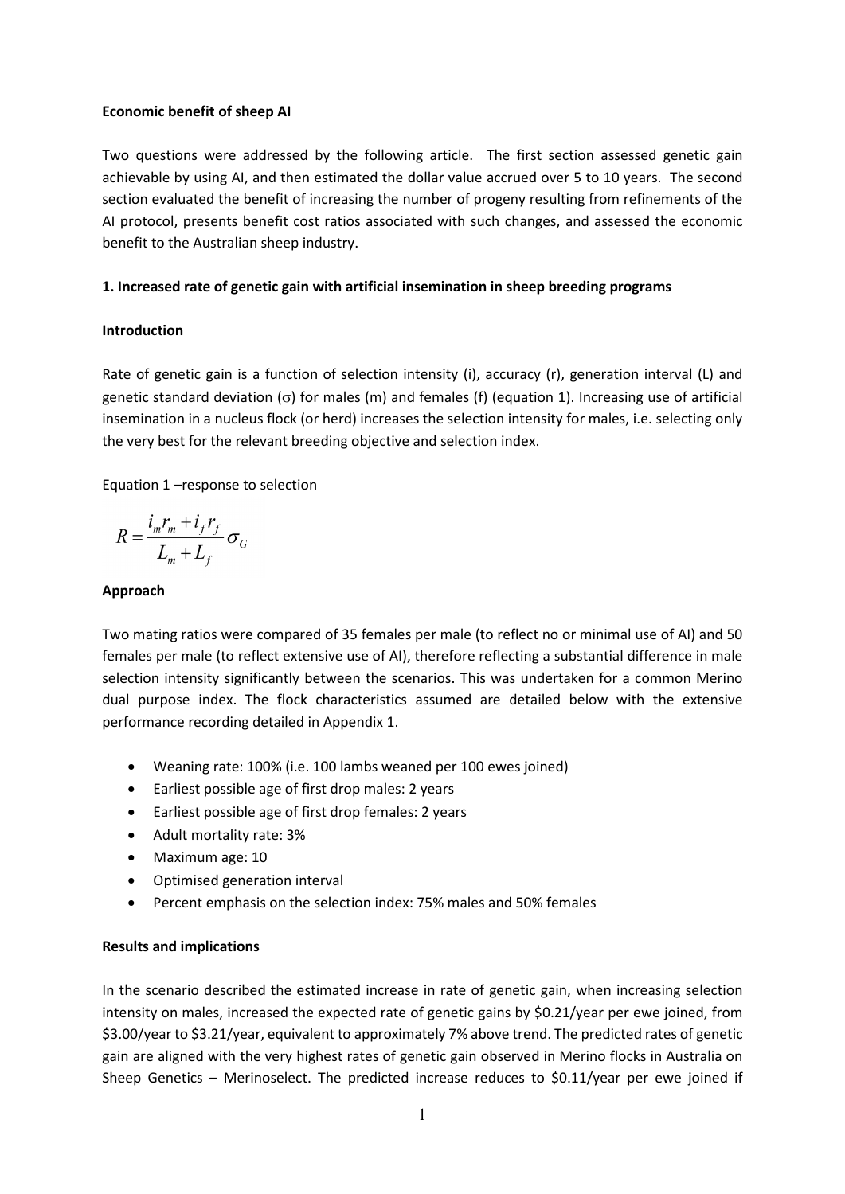**Economic benefit of sheep AI**

Two questions were addressed by the following article. The first section assessed genetic gain achievable by using AI, and then estimated the dollar value accrued over 5 to 10 years. The second section evaluated the benefit of increasing the number of progeny resulting from refinements of the AI protocol, presents benefit cost ratios associated with such changes, and assessed the economic benefit to the Australian sheep industry.

**1. Increased rate of genetic gain with artificial insemination in sheep breeding programs**

**Introduction**

Rate of genetic gain is a function of selection intensity (i), accuracy (r), generation interval (L) and genetic standard deviation ($\sigma$) for males (m) and females (f) (equation 1). Increasing use of artificial insemination in a nucleus flock (or herd) increases the selection intensity for males, i.e. selecting only the very best for the relevant breeding objective and selection index.

Equation 1 –response to selection

$$R = \frac{i_m r_m + i_f r_f}{L_m + L_f} \sigma_G$$

**Approach**

Two mating ratios were compared of 35 females per male (to reflect no or minimal use of AI) and 50 females per male (to reflect extensive use of AI), therefore reflecting a substantial difference in male selection intensity significantly between the scenarios. This was undertaken for a common Merino dual purpose index. The flock characteristics assumed are detailed below with the extensive performance recording detailed in Appendix 1.

- Weaning rate: 100% (i.e. 100 lambs weaned per 100 ewes joined)
- Earliest possible age of first drop males: 2 years
- Earliest possible age of first drop females: 2 years
- Adult mortality rate: 3%
- Maximum age: 10
- Optimised generation interval
- Percent emphasis on the selection index: 75% males and 50% females

**Results and implications**

In the scenario described the estimated increase in rate of genetic gain, when increasing selection intensity on males, increased the expected rate of genetic gains by \$0.21/year per ewe joined, from \$3.00/year to \$3.21/year, equivalent to approximately 7% above trend. The predicted rates of genetic gain are aligned with the very highest rates of genetic gain observed in Merino flocks in Australia on Sheep Genetics – Merinoselect. The predicted increase reduces to \$0.11/year per ewe joined if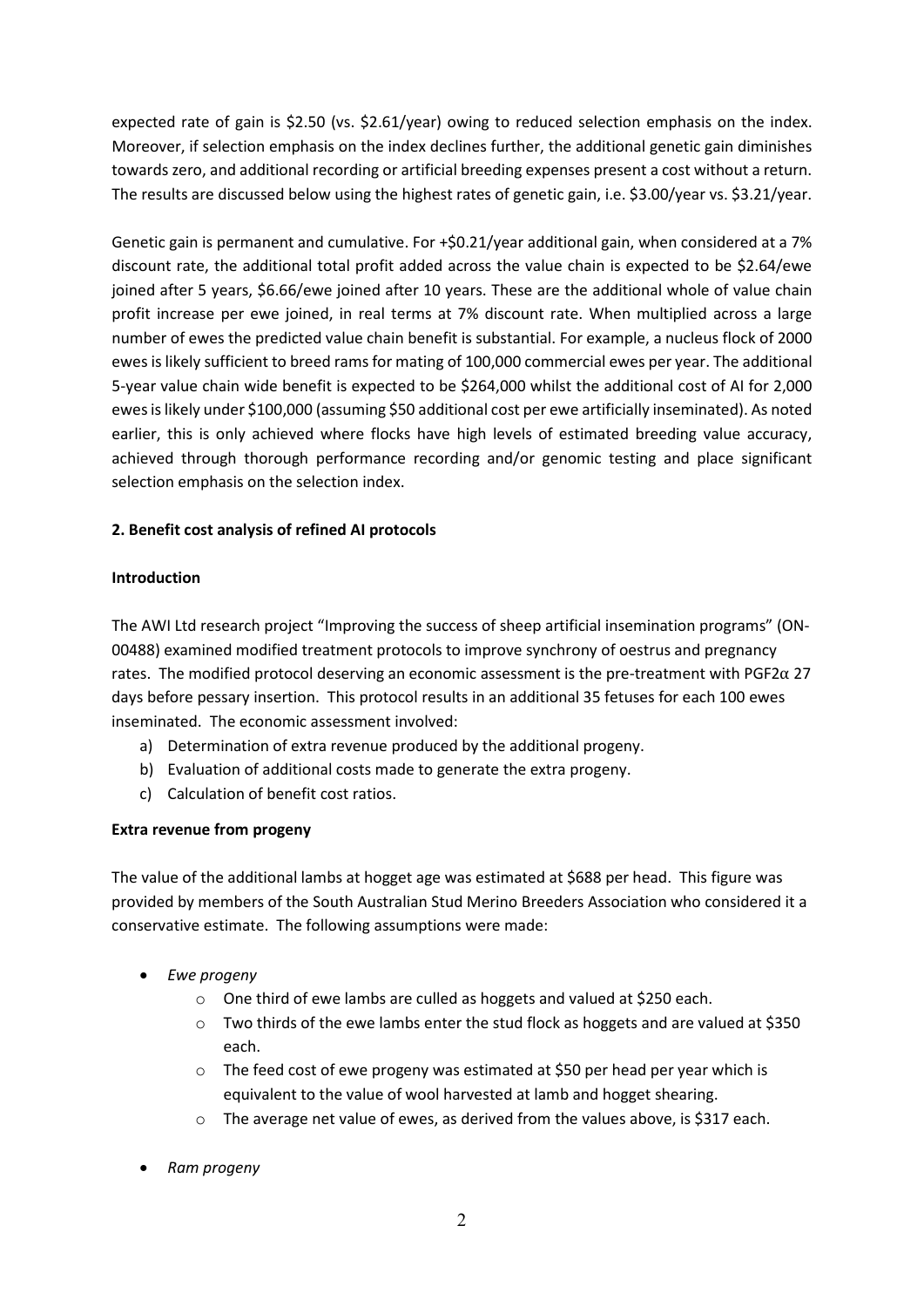expected rate of gain is \$2.50 (vs. \$2.61/year) owing to reduced selection emphasis on the index. Moreover, if selection emphasis on the index declines further, the additional genetic gain diminishes towards zero, and additional recording or artificial breeding expenses present a cost without a return. The results are discussed below using the highest rates of genetic gain, i.e. \$3.00/year vs. \$3.21/year.

Genetic gain is permanent and cumulative. For +\$0.21/year additional gain, when considered at a 7% discount rate, the additional total profit added across the value chain is expected to be \$2.64/ewe joined after 5 years, \$6.66/ewe joined after 10 years. These are the additional whole of value chain profit increase per ewe joined, in real terms at 7% discount rate. When multiplied across a large number of ewes the predicted value chain benefit is substantial. For example, a nucleus flock of 2000 ewes is likely sufficient to breed rams for mating of 100,000 commercial ewes per year. The additional 5-year value chain wide benefit is expected to be \$264,000 whilst the additional cost of AI for 2,000 ewes is likely under \$100,000 (assuming \$50 additional cost per ewe artificially inseminated). As noted earlier, this is only achieved where flocks have high levels of estimated breeding value accuracy, achieved through thorough performance recording and/or genomic testing and place significant selection emphasis on the selection index.

**2. Benefit cost analysis of refined AI protocols**

**Introduction**

The AWI Ltd research project "Improving the success of sheep artificial insemination programs" (ON-00488) examined modified treatment protocols to improve synchrony of oestrus and pregnancy rates. The modified protocol deserving an economic assessment is the pre-treatment with PGF2α 27 days before pessary insertion. This protocol results in an additional 35 fetuses for each 100 ewes inseminated. The economic assessment involved:

a) Determination of extra revenue produced by the additional progeny.
b) Evaluation of additional costs made to generate the extra progeny.
c) Calculation of benefit cost ratios.

**Extra revenue from progeny**

The value of the additional lambs at hogget age was estimated at \$688 per head. This figure was provided by members of the South Australian Stud Merino Breeders Association who considered it a conservative estimate. The following assumptions were made:

- *Ewe progeny*
    - One third of ewe lambs are culled as hoggets and valued at \$250 each.
    - Two thirds of the ewe lambs enter the stud flock as hoggets and are valued at \$350 each.
    - The feed cost of ewe progeny was estimated at \$50 per head per year which is equivalent to the value of wool harvested at lamb and hogget shearing.
    - The average net value of ewes, as derived from the values above, is \$317 each.
- *Ram progeny*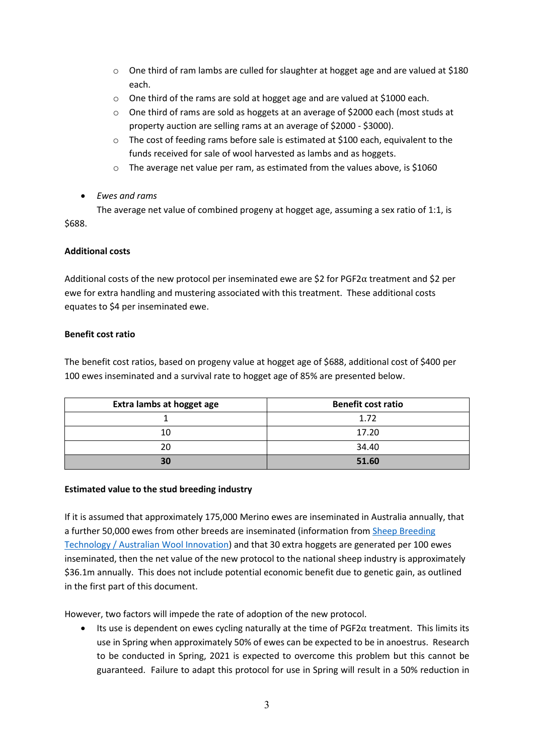- One third of ram lambs are culled for slaughter at hogget age and are valued at $180 each.
  - One third of the rams are sold at hogget age and are valued at $1000 each.
  - One third of rams are sold as hoggets at an average of $2000 each (most studs at property auction are selling rams at an average of $2000 - $3000).
  - The cost of feeding rams before sale is estimated at $100 each, equivalent to the funds received for sale of wool harvested as lambs and as hoggets.
  - The average net value per ram, as estimated from the values above, is $1060

- *Ewes and rams*

  The average net value of combined progeny at hogget age, assuming a sex ratio of 1:1, is $688.

**Additional costs**

Additional costs of the new protocol per inseminated ewe are $2 for PGF2α treatment and $2 per ewe for extra handling and mustering associated with this treatment. These additional costs equates to $4 per inseminated ewe.

**Benefit cost ratio**

The benefit cost ratios, based on progeny value at hogget age of $688, additional cost of $400 per 100 ewes inseminated and a survival rate to hogget age of 85% are presented below.

| Extra lambs at hogget age | Benefit cost ratio |
|---|---|
| 1 | 1.72 |
| 10 | 17.20 |
| 20 | 34.40 |
| **30** | **51.60** |

**Estimated value to the stud breeding industry**

If it is assumed that approximately 175,000 Merino ewes are inseminated in Australia annually, that a further 50,000 ewes from other breeds are inseminated (information from Sheep Breeding Technology / Australian Wool Innovation) and that 30 extra hoggets are generated per 100 ewes inseminated, then the net value of the new protocol to the national sheep industry is approximately $36.1m annually. This does not include potential economic benefit due to genetic gain, as outlined in the first part of this document.

However, two factors will impede the rate of adoption of the new protocol.

- Its use is dependent on ewes cycling naturally at the time of PGF2α treatment. This limits its use in Spring when approximately 50% of ewes can be expected to be in anoestrus. Research to be conducted in Spring, 2021 is expected to overcome this problem but this cannot be guaranteed. Failure to adapt this protocol for use in Spring will result in a 50% reduction in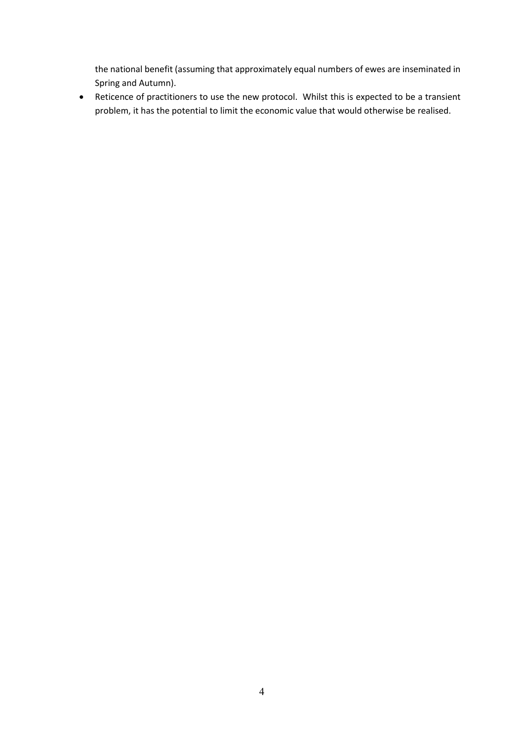the national benefit (assuming that approximately equal numbers of ewes are inseminated in Spring and Autumn).

- Reticence of practitioners to use the new protocol. Whilst this is expected to be a transient problem, it has the potential to limit the economic value that would otherwise be realised.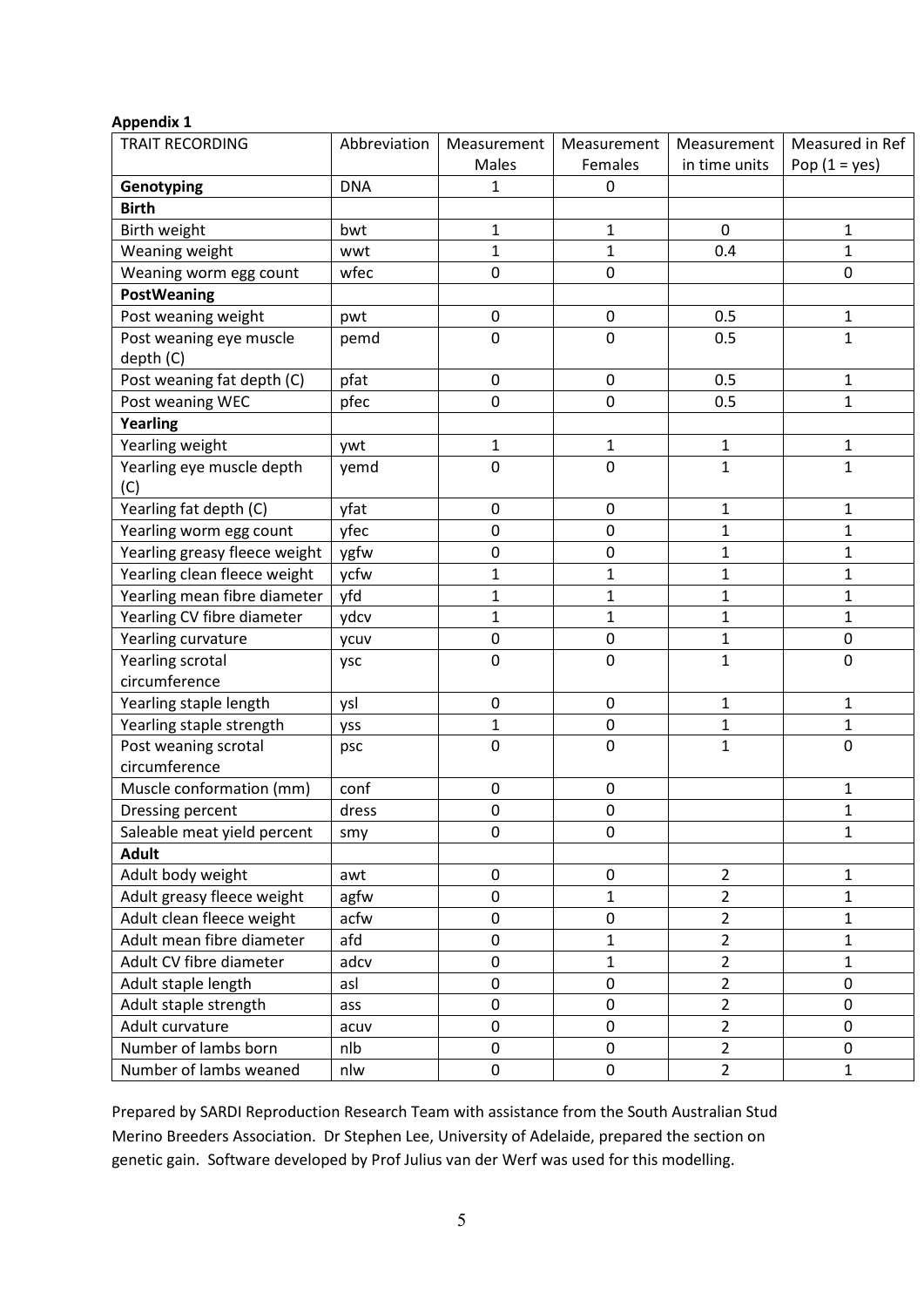**Appendix 1**

| TRAIT RECORDING | Abbreviation | Measurement Males | Measurement Females | Measurement in time units | Measured in Ref Pop (1 = yes) |
|---|---|---|---|---|---|
| **Genotyping** | DNA | 1 | 0 | | |
| **Birth** | | | | | |
| Birth weight | bwt | 1 | 1 | 0 | 1 |
| Weaning weight | wwt | 1 | 1 | 0.4 | 1 |
| Weaning worm egg count | wfec | 0 | 0 | | 0 |
| **PostWeaning** | | | | | |
| Post weaning weight | pwt | 0 | 0 | 0.5 | 1 |
| Post weaning eye muscle depth (C) | pemd | 0 | 0 | 0.5 | 1 |
| Post weaning fat depth (C) | pfat | 0 | 0 | 0.5 | 1 |
| Post weaning WEC | pfec | 0 | 0 | 0.5 | 1 |
| **Yearling** | | | | | |
| Yearling weight | ywt | 1 | 1 | 1 | 1 |
| Yearling eye muscle depth (C) | yemd | 0 | 0 | 1 | 1 |
| Yearling fat depth (C) | yfat | 0 | 0 | 1 | 1 |
| Yearling worm egg count | yfec | 0 | 0 | 1 | 1 |
| Yearling greasy fleece weight | ygfw | 0 | 0 | 1 | 1 |
| Yearling clean fleece weight | ycfw | 1 | 1 | 1 | 1 |
| Yearling mean fibre diameter | yfd | 1 | 1 | 1 | 1 |
| Yearling CV fibre diameter | ydcv | 1 | 1 | 1 | 1 |
| Yearling curvature | ycuv | 0 | 0 | 1 | 0 |
| Yearling scrotal circumference | ysc | 0 | 0 | 1 | 0 |
| Yearling staple length | ysl | 0 | 0 | 1 | 1 |
| Yearling staple strength | yss | 1 | 0 | 1 | 1 |
| Post weaning scrotal circumference | psc | 0 | 0 | 1 | 0 |
| Muscle conformation (mm) | conf | 0 | 0 | | 1 |
| Dressing percent | dress | 0 | 0 | | 1 |
| Saleable meat yield percent | smy | 0 | 0 | | 1 |
| **Adult** | | | | | |
| Adult body weight | awt | 0 | 0 | 2 | 1 |
| Adult greasy fleece weight | agfw | 0 | 1 | 2 | 1 |
| Adult clean fleece weight | acfw | 0 | 0 | 2 | 1 |
| Adult mean fibre diameter | afd | 0 | 1 | 2 | 1 |
| Adult CV fibre diameter | adcv | 0 | 1 | 2 | 1 |
| Adult staple length | asl | 0 | 0 | 2 | 0 |
| Adult staple strength | ass | 0 | 0 | 2 | 0 |
| Adult curvature | acuv | 0 | 0 | 2 | 0 |
| Number of lambs born | nlb | 0 | 0 | 2 | 0 |
| Number of lambs weaned | nlw | 0 | 0 | 2 | 1 |

Prepared by SARDI Reproduction Research Team with assistance from the South Australian Stud Merino Breeders Association. Dr Stephen Lee, University of Adelaide, prepared the section on genetic gain. Software developed by Prof Julius van der Werf was used for this modelling.